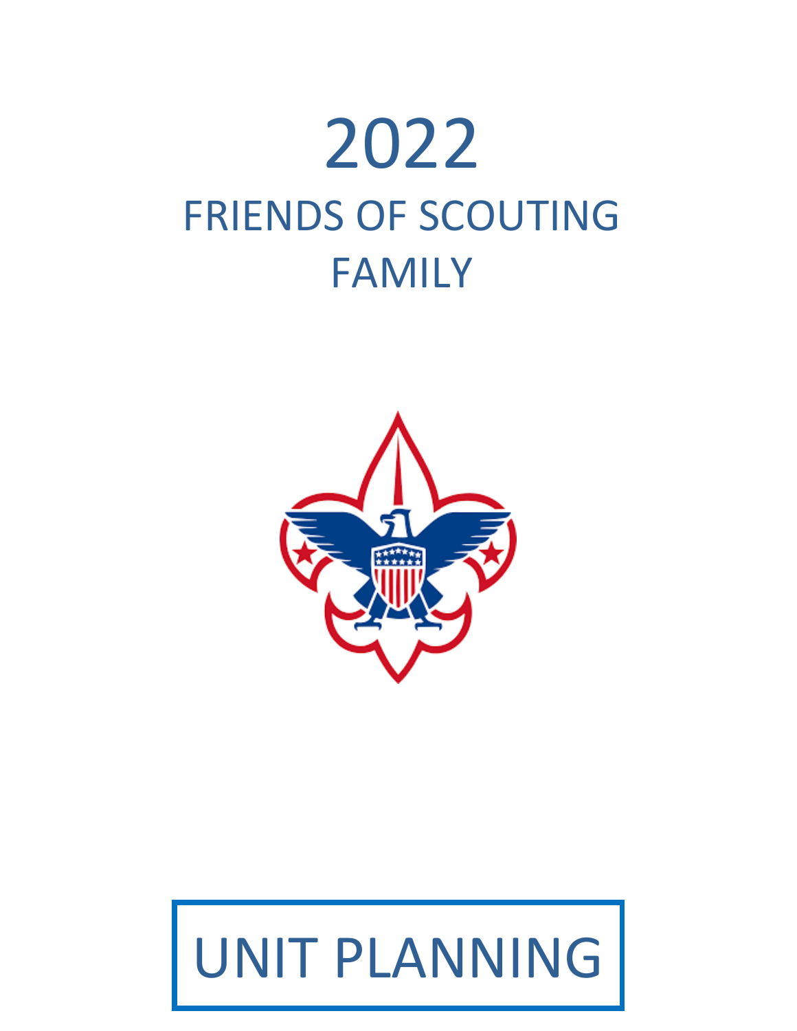# 2022

## FRIENDS OF SCOUTING FAMILY

UNIT PLANNING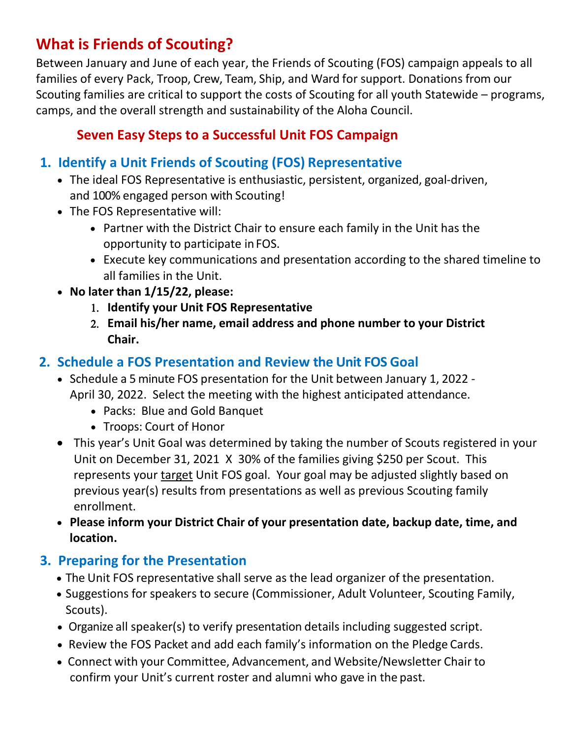## What is Friends of Scouting?

Between January and June of each year, the Friends of Scouting (FOS) campaign appeals to all families of every Pack, Troop, Crew, Team, Ship, and Ward for support. Donations from our Scouting families are critical to support the costs of Scouting for all youth Statewide – programs, camps, and the overall strength and sustainability of the Aloha Council.

### Seven Easy Steps to a Successful Unit FOS Campaign

1. **Identify a Unit Friends of Scouting (FOS) Representative**
   - The ideal FOS Representative is enthusiastic, persistent, organized, goal-driven, and 100% engaged person with Scouting!
   - The FOS Representative will:
     - Partner with the District Chair to ensure each family in the Unit has the opportunity to participate in FOS.
     - Execute key communications and presentation according to the shared timeline to all families in the Unit.
   - **No later than 1/15/22, please:**
     1. **Identify your Unit FOS Representative**
     2. **Email his/her name, email address and phone number to your District Chair.**

2. **Schedule a FOS Presentation and Review the Unit FOS Goal**
   - Schedule a 5 minute FOS presentation for the Unit between January 1, 2022 - April 30, 2022. Select the meeting with the highest anticipated attendance.
     - Packs: Blue and Gold Banquet
     - Troops: Court of Honor
   - This year's Unit Goal was determined by taking the number of Scouts registered in your Unit on December 31, 2021 X 30% of the families giving $250 per Scout. This represents your target Unit FOS goal. Your goal may be adjusted slightly based on previous year(s) results from presentations as well as previous Scouting family enrollment.
   - **Please inform your District Chair of your presentation date, backup date, time, and location.**

3. **Preparing for the Presentation**
   - The Unit FOS representative shall serve as the lead organizer of the presentation.
   - Suggestions for speakers to secure (Commissioner, Adult Volunteer, Scouting Family, Scouts).
   - Organize all speaker(s) to verify presentation details including suggested script.
   - Review the FOS Packet and add each family's information on the Pledge Cards.
   - Connect with your Committee, Advancement, and Website/Newsletter Chair to confirm your Unit's current roster and alumni who gave in the past.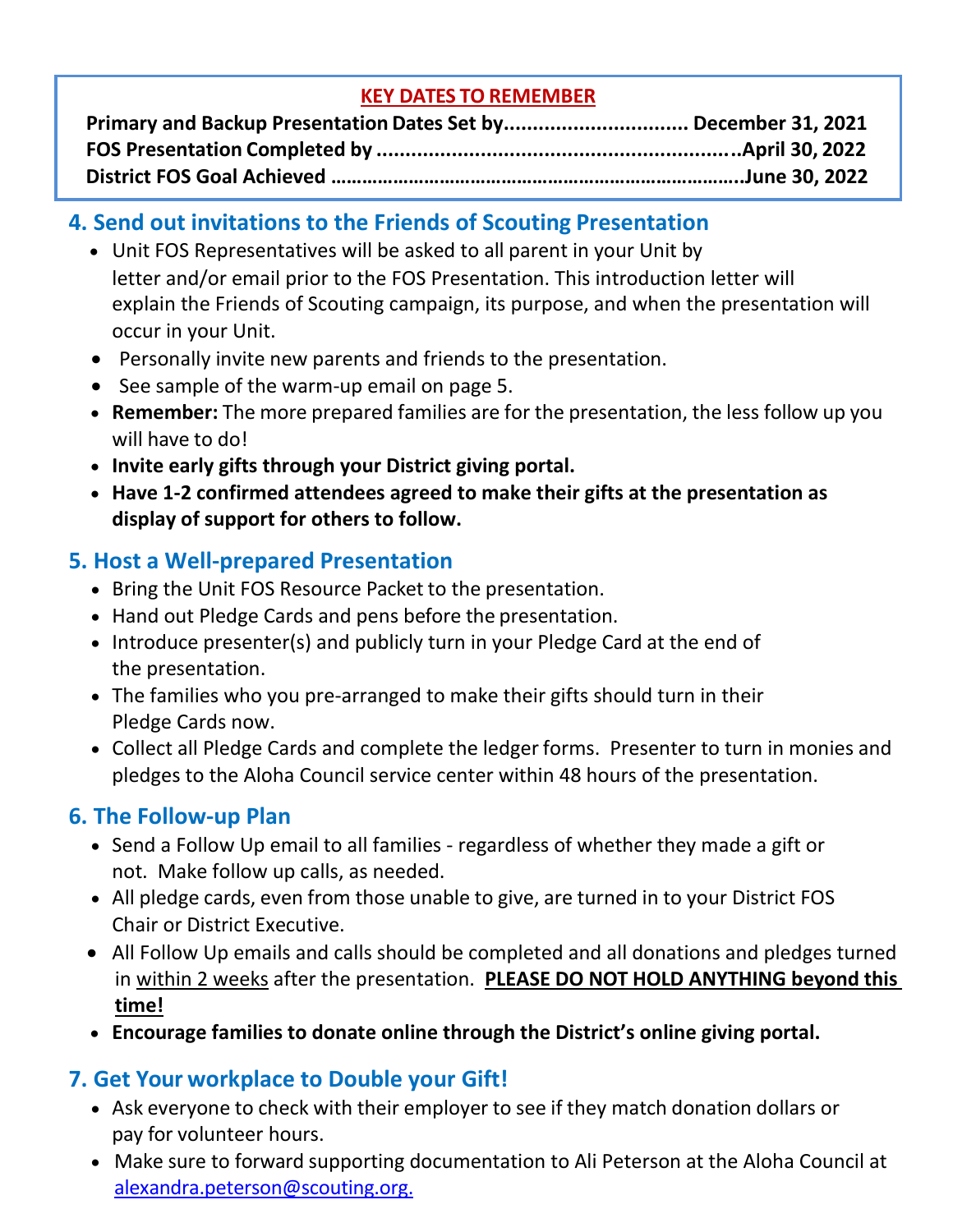**KEY DATES TO REMEMBER**

**Primary and Backup Presentation Dates Set by................................ December 31, 2021**
**FOS Presentation Completed by ..............................................................April 30, 2022**
**District FOS Goal Achieved ………………………………………………………………….June 30, 2022**

## 4. Send out invitations to the Friends of Scouting Presentation

- Unit FOS Representatives will be asked to all parent in your Unit by letter and/or email prior to the FOS Presentation. This introduction letter will explain the Friends of Scouting campaign, its purpose, and when the presentation will occur in your Unit.
- Personally invite new parents and friends to the presentation.
- See sample of the warm-up email on page 5.
- **Remember:** The more prepared families are for the presentation, the less follow up you will have to do!
- **Invite early gifts through your District giving portal.**
- **Have 1-2 confirmed attendees agreed to make their gifts at the presentation as display of support for others to follow.**

## 5. Host a Well-prepared Presentation

- Bring the Unit FOS Resource Packet to the presentation.
- Hand out Pledge Cards and pens before the presentation.
- Introduce presenter(s) and publicly turn in your Pledge Card at the end of the presentation.
- The families who you pre-arranged to make their gifts should turn in their Pledge Cards now.
- Collect all Pledge Cards and complete the ledger forms. Presenter to turn in monies and pledges to the Aloha Council service center within 48 hours of the presentation.

## 6. The Follow-up Plan

- Send a Follow Up email to all families - regardless of whether they made a gift or not. Make follow up calls, as needed.
- All pledge cards, even from those unable to give, are turned in to your District FOS Chair or District Executive.
- All Follow Up emails and calls should be completed and all donations and pledges turned in within 2 weeks after the presentation. **PLEASE DO NOT HOLD ANYTHING beyond this time!**
- **Encourage families to donate online through the District's online giving portal.**

## 7. Get Your workplace to Double your Gift!

- Ask everyone to check with their employer to see if they match donation dollars or pay for volunteer hours.
- Make sure to forward supporting documentation to Ali Peterson at the Aloha Council at alexandra.peterson@scouting.org.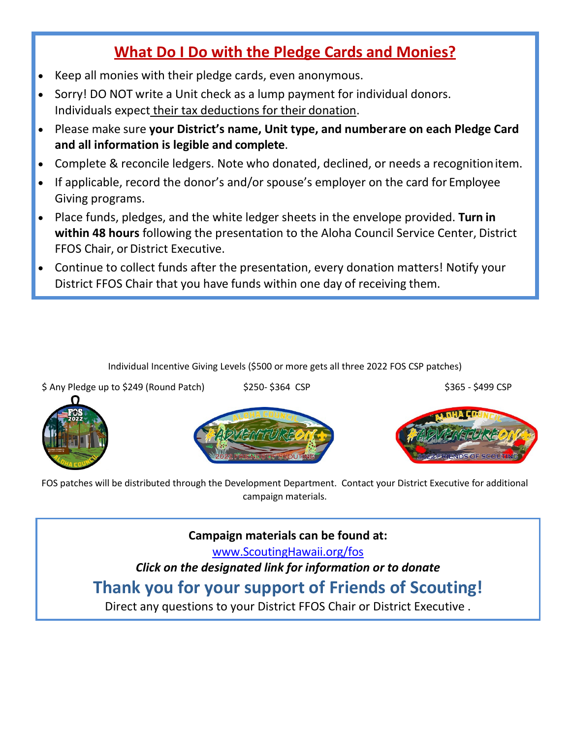## What Do I Do with the Pledge Cards and Monies?

- Keep all monies with their pledge cards, even anonymous.
- Sorry! DO NOT write a Unit check as a lump payment for individual donors. Individuals expect their tax deductions for their donation.
- Please make sure **your District's name, Unit type, and number are on each Pledge Card and all information is legible and complete**.
- Complete & reconcile ledgers. Note who donated, declined, or needs a recognition item.
- If applicable, record the donor's and/or spouse's employer on the card for Employee Giving programs.
- Place funds, pledges, and the white ledger sheets in the envelope provided. **Turn in within 48 hours** following the presentation to the Aloha Council Service Center, District FFOS Chair, or District Executive.
- Continue to collect funds after the presentation, every donation matters! Notify your District FFOS Chair that you have funds within one day of receiving them.

Individual Incentive Giving Levels ($500 or more gets all three 2022 FOS CSP patches)

$ Any Pledge up to $249 (Round Patch) | $250- $364 CSP | $365 - $499 CSP

FOS patches will be distributed through the Development Department. Contact your District Executive for additional campaign materials.

**Campaign materials can be found at:**

www.ScoutingHawaii.org/fos

***Click on the designated link for information or to donate***

## Thank you for your support of Friends of Scouting!

Direct any questions to your District FFOS Chair or District Executive .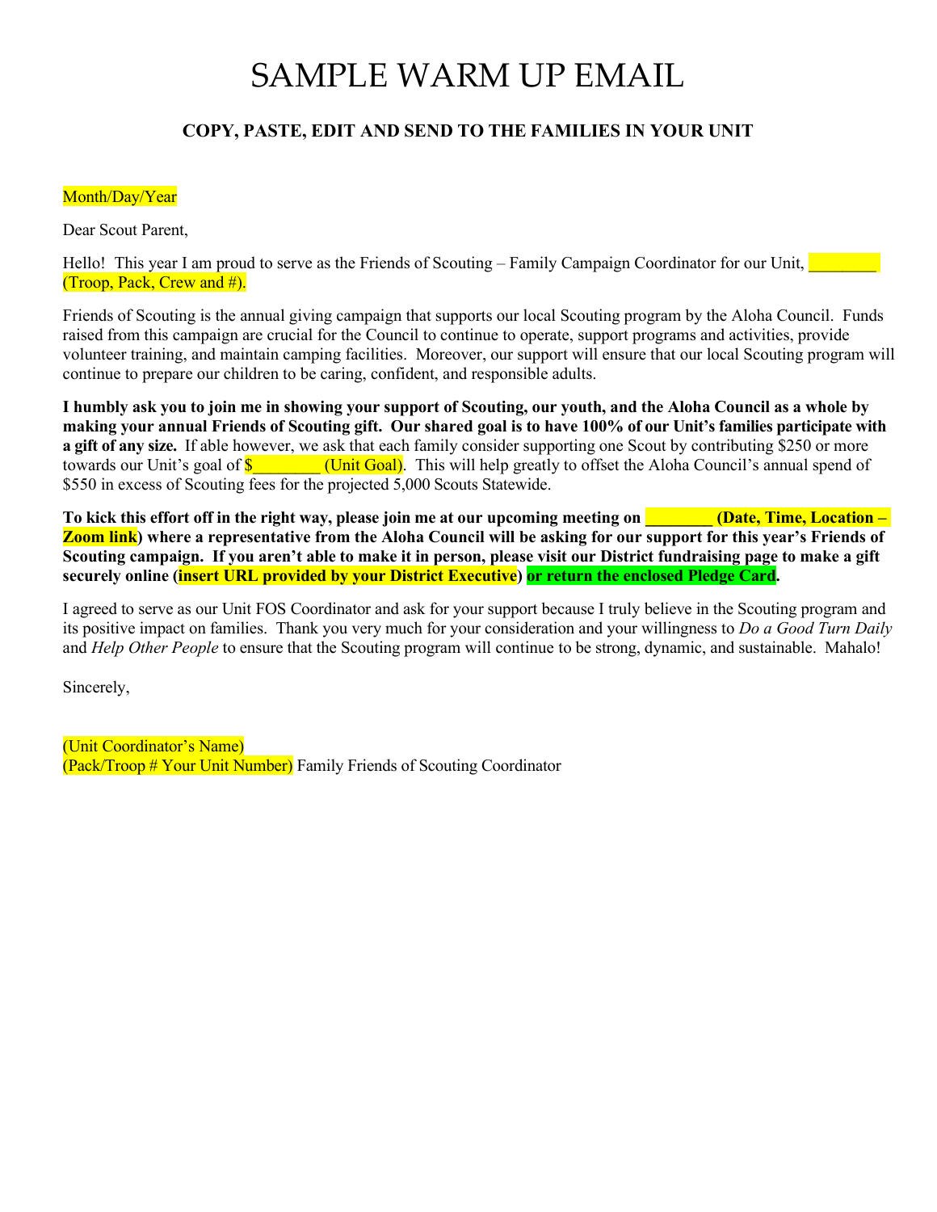# SAMPLE WARM UP EMAIL

### COPY, PASTE, EDIT AND SEND TO THE FAMILIES IN YOUR UNIT

Month/Day/Year

Dear Scout Parent,

Hello! This year I am proud to serve as the Friends of Scouting – Family Campaign Coordinator for our Unit, ________ (Troop, Pack, Crew and #).

Friends of Scouting is the annual giving campaign that supports our local Scouting program by the Aloha Council. Funds raised from this campaign are crucial for the Council to continue to operate, support programs and activities, provide volunteer training, and maintain camping facilities. Moreover, our support will ensure that our local Scouting program will continue to prepare our children to be caring, confident, and responsible adults.

**I humbly ask you to join me in showing your support of Scouting, our youth, and the Aloha Council as a whole by making your annual Friends of Scouting gift. Our shared goal is to have 100% of our Unit's families participate with a gift of any size.** If able however, we ask that each family consider supporting one Scout by contributing $250 or more towards our Unit's goal of $________ (Unit Goal). This will help greatly to offset the Aloha Council's annual spend of $550 in excess of Scouting fees for the projected 5,000 Scouts Statewide.

**To kick this effort off in the right way, please join me at our upcoming meeting on ________ (Date, Time, Location – Zoom link) where a representative from the Aloha Council will be asking for our support for this year's Friends of Scouting campaign. If you aren't able to make it in person, please visit our District fundraising page to make a gift securely online (insert URL provided by your District Executive) or return the enclosed Pledge Card.**

I agreed to serve as our Unit FOS Coordinator and ask for your support because I truly believe in the Scouting program and its positive impact on families. Thank you very much for your consideration and your willingness to *Do a Good Turn Daily* and *Help Other People* to ensure that the Scouting program will continue to be strong, dynamic, and sustainable. Mahalo!

Sincerely,

(Unit Coordinator's Name)
(Pack/Troop # Your Unit Number) Family Friends of Scouting Coordinator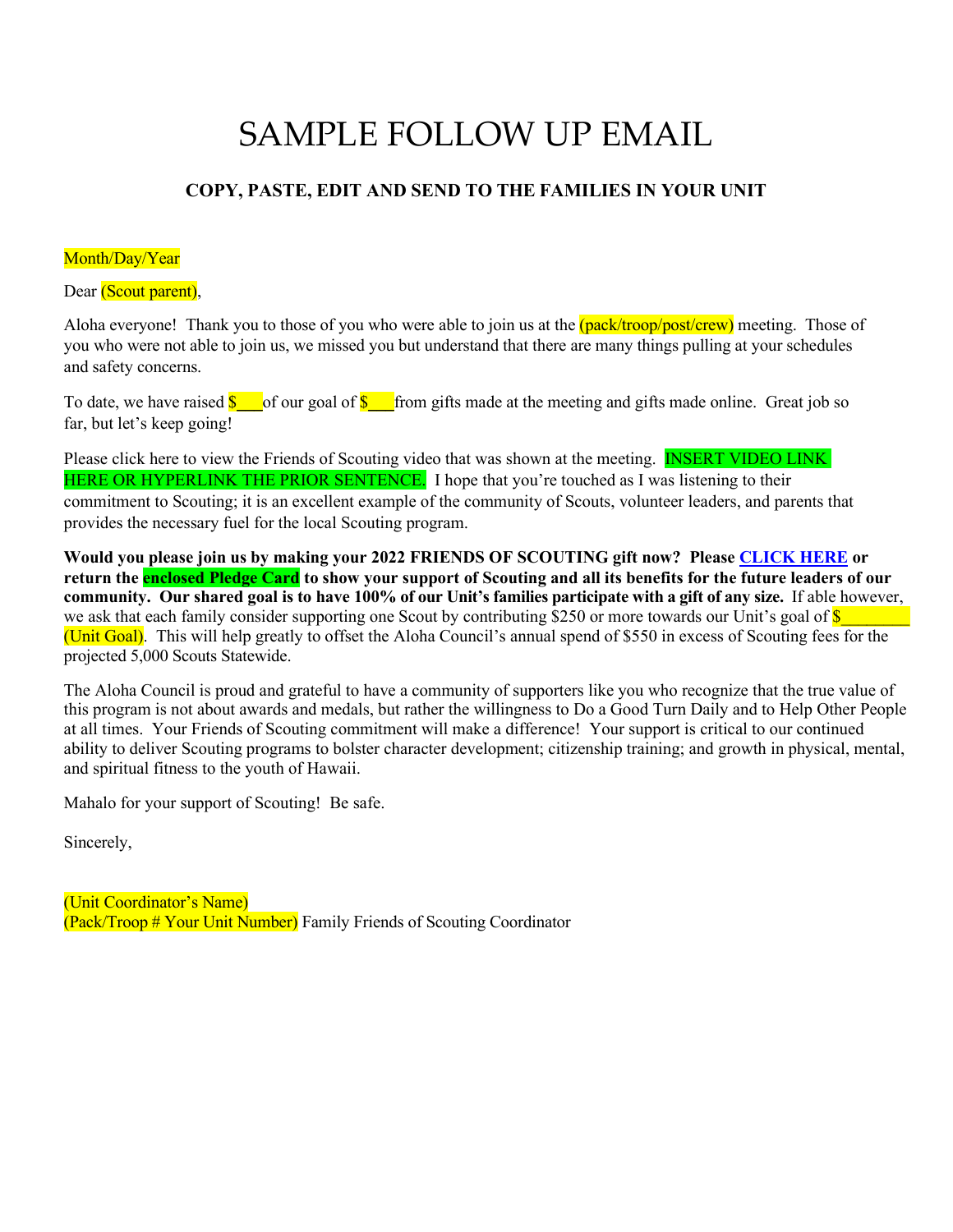# SAMPLE FOLLOW UP EMAIL

### COPY, PASTE, EDIT AND SEND TO THE FAMILIES IN YOUR UNIT

Month/Day/Year

Dear (Scout parent),

Aloha everyone! Thank you to those of you who were able to join us at the (pack/troop/post/crew) meeting. Those of you who were not able to join us, we missed you but understand that there are many things pulling at your schedules and safety concerns.

To date, we have raised $___ of our goal of $___ from gifts made at the meeting and gifts made online. Great job so far, but let's keep going!

Please click here to view the Friends of Scouting video that was shown at the meeting. INSERT VIDEO LINK HERE OR HYPERLINK THE PRIOR SENTENCE. I hope that you're touched as I was listening to their commitment to Scouting; it is an excellent example of the community of Scouts, volunteer leaders, and parents that provides the necessary fuel for the local Scouting program.

**Would you please join us by making your 2022 FRIENDS OF SCOUTING gift now? Please CLICK HERE or return the enclosed Pledge Card to show your support of Scouting and all its benefits for the future leaders of our community. Our shared goal is to have 100% of our Unit's families participate with a gift of any size.** If able however, we ask that each family consider supporting one Scout by contributing $250 or more towards our Unit's goal of $________ (Unit Goal). This will help greatly to offset the Aloha Council's annual spend of $550 in excess of Scouting fees for the projected 5,000 Scouts Statewide.

The Aloha Council is proud and grateful to have a community of supporters like you who recognize that the true value of this program is not about awards and medals, but rather the willingness to Do a Good Turn Daily and to Help Other People at all times. Your Friends of Scouting commitment will make a difference! Your support is critical to our continued ability to deliver Scouting programs to bolster character development; citizenship training; and growth in physical, mental, and spiritual fitness to the youth of Hawaii.

Mahalo for your support of Scouting! Be safe.

Sincerely,

(Unit Coordinator's Name)
(Pack/Troop # Your Unit Number) Family Friends of Scouting Coordinator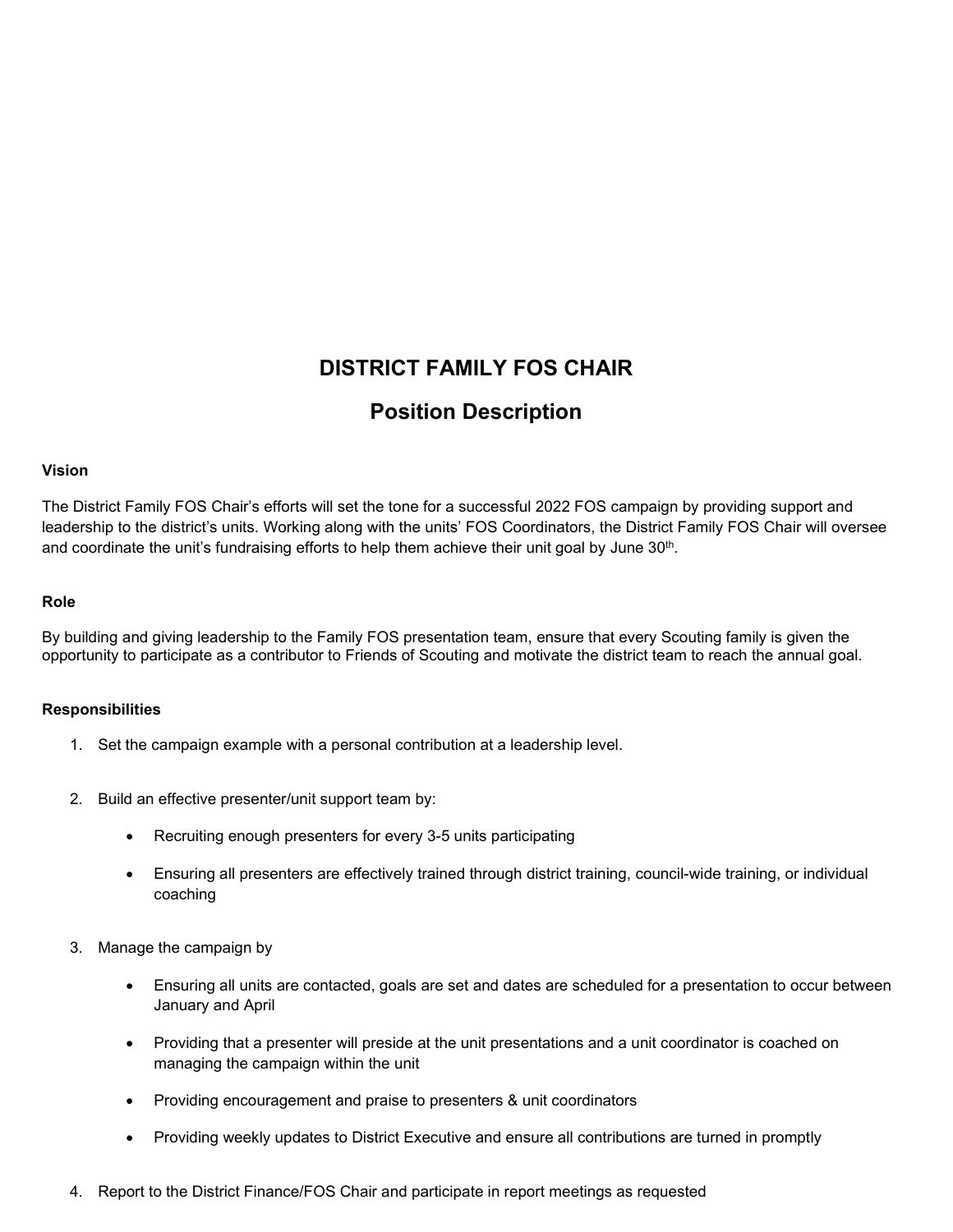# DISTRICT FAMILY FOS CHAIR

## Position Description

**Vision**

The District Family FOS Chair's efforts will set the tone for a successful 2022 FOS campaign by providing support and leadership to the district's units. Working along with the units' FOS Coordinators, the District Family FOS Chair will oversee and coordinate the unit's fundraising efforts to help them achieve their unit goal by June 30th.

**Role**

By building and giving leadership to the Family FOS presentation team, ensure that every Scouting family is given the opportunity to participate as a contributor to Friends of Scouting and motivate the district team to reach the annual goal.

**Responsibilities**

1. Set the campaign example with a personal contribution at a leadership level.

2. Build an effective presenter/unit support team by:

   - Recruiting enough presenters for every 3-5 units participating
   - Ensuring all presenters are effectively trained through district training, council-wide training, or individual coaching

3. Manage the campaign by

   - Ensuring all units are contacted, goals are set and dates are scheduled for a presentation to occur between January and April
   - Providing that a presenter will preside at the unit presentations and a unit coordinator is coached on managing the campaign within the unit
   - Providing encouragement and praise to presenters & unit coordinators
   - Providing weekly updates to District Executive and ensure all contributions are turned in promptly

4. Report to the District Finance/FOS Chair and participate in report meetings as requested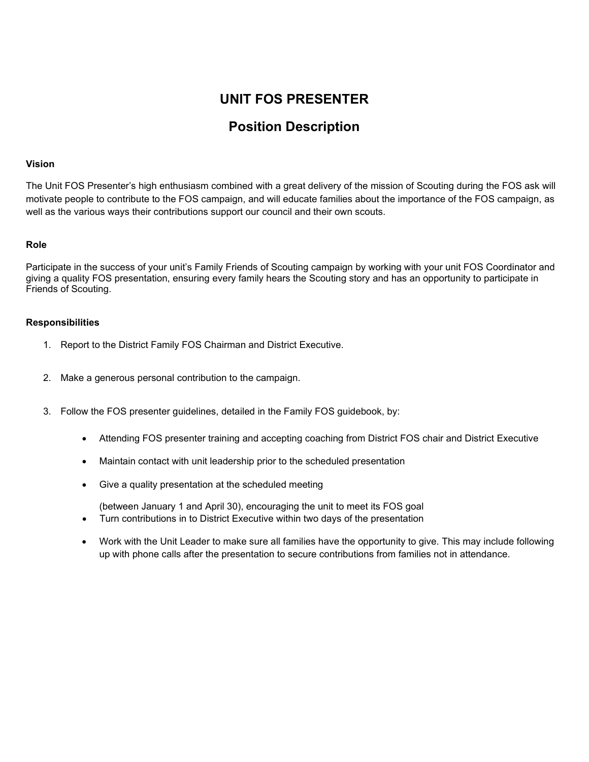# UNIT FOS PRESENTER

## Position Description

**Vision**

The Unit FOS Presenter's high enthusiasm combined with a great delivery of the mission of Scouting during the FOS ask will motivate people to contribute to the FOS campaign, and will educate families about the importance of the FOS campaign, as well as the various ways their contributions support our council and their own scouts.

**Role**

Participate in the success of your unit's Family Friends of Scouting campaign by working with your unit FOS Coordinator and giving a quality FOS presentation, ensuring every family hears the Scouting story and has an opportunity to participate in Friends of Scouting.

**Responsibilities**

1. Report to the District Family FOS Chairman and District Executive.

2. Make a generous personal contribution to the campaign.

3. Follow the FOS presenter guidelines, detailed in the Family FOS guidebook, by:

    - Attending FOS presenter training and accepting coaching from District FOS chair and District Executive
    - Maintain contact with unit leadership prior to the scheduled presentation
    - Give a quality presentation at the scheduled meeting

      (between January 1 and April 30), encouraging the unit to meet its FOS goal
    - Turn contributions in to District Executive within two days of the presentation
    - Work with the Unit Leader to make sure all families have the opportunity to give. This may include following up with phone calls after the presentation to secure contributions from families not in attendance.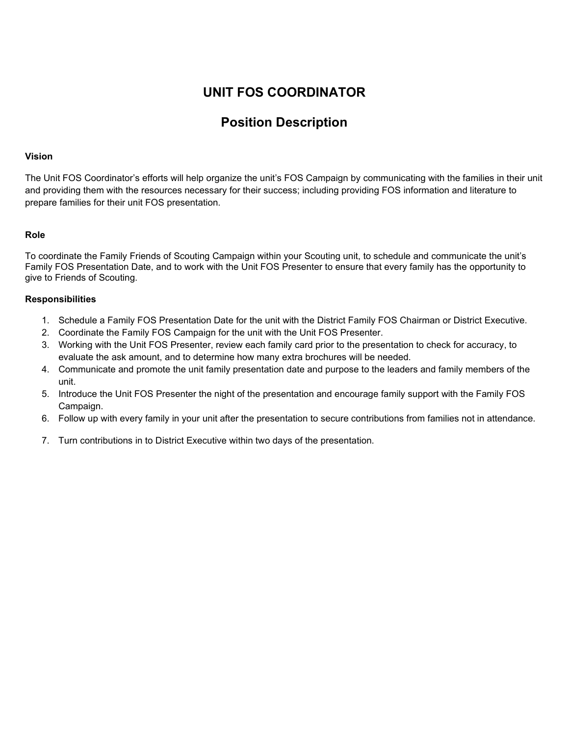# UNIT FOS COORDINATOR

## Position Description

**Vision**

The Unit FOS Coordinator's efforts will help organize the unit's FOS Campaign by communicating with the families in their unit and providing them with the resources necessary for their success; including providing FOS information and literature to prepare families for their unit FOS presentation.

**Role**

To coordinate the Family Friends of Scouting Campaign within your Scouting unit, to schedule and communicate the unit's Family FOS Presentation Date, and to work with the Unit FOS Presenter to ensure that every family has the opportunity to give to Friends of Scouting.

**Responsibilities**

1. Schedule a Family FOS Presentation Date for the unit with the District Family FOS Chairman or District Executive.
2. Coordinate the Family FOS Campaign for the unit with the Unit FOS Presenter.
3. Working with the Unit FOS Presenter, review each family card prior to the presentation to check for accuracy, to evaluate the ask amount, and to determine how many extra brochures will be needed.
4. Communicate and promote the unit family presentation date and purpose to the leaders and family members of the unit.
5. Introduce the Unit FOS Presenter the night of the presentation and encourage family support with the Family FOS Campaign.
6. Follow up with every family in your unit after the presentation to secure contributions from families not in attendance.
7. Turn contributions in to District Executive within two days of the presentation.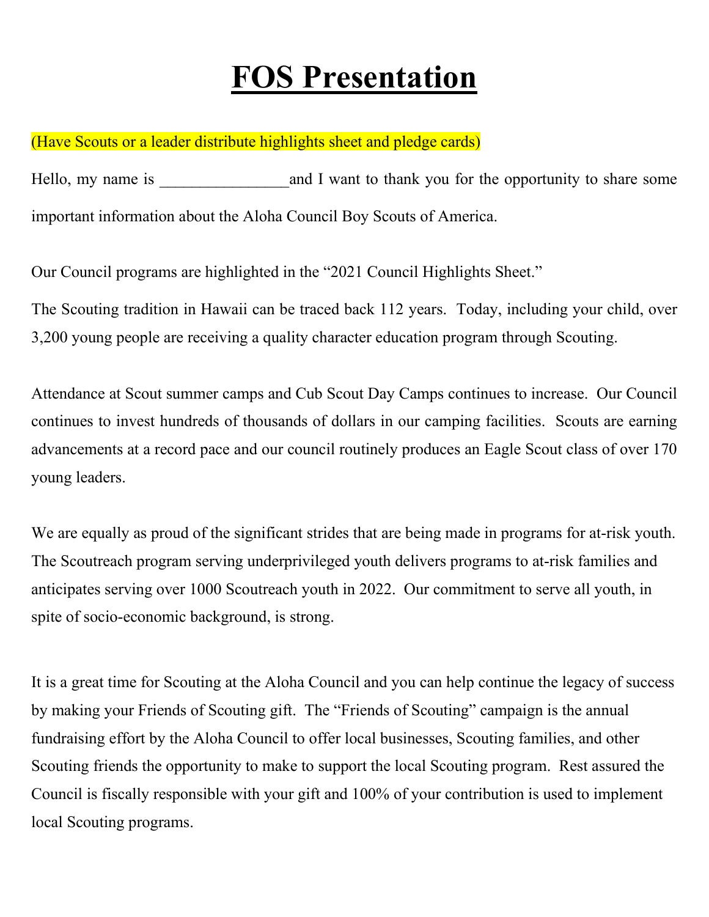# FOS Presentation

(Have Scouts or a leader distribute highlights sheet and pledge cards)

Hello, my name is ________________and I want to thank you for the opportunity to share some important information about the Aloha Council Boy Scouts of America.

Our Council programs are highlighted in the "2021 Council Highlights Sheet."

The Scouting tradition in Hawaii can be traced back 112 years. Today, including your child, over 3,200 young people are receiving a quality character education program through Scouting.

Attendance at Scout summer camps and Cub Scout Day Camps continues to increase. Our Council continues to invest hundreds of thousands of dollars in our camping facilities. Scouts are earning advancements at a record pace and our council routinely produces an Eagle Scout class of over 170 young leaders.

We are equally as proud of the significant strides that are being made in programs for at-risk youth. The Scoutreach program serving underprivileged youth delivers programs to at-risk families and anticipates serving over 1000 Scoutreach youth in 2022. Our commitment to serve all youth, in spite of socio-economic background, is strong.

It is a great time for Scouting at the Aloha Council and you can help continue the legacy of success by making your Friends of Scouting gift. The "Friends of Scouting" campaign is the annual fundraising effort by the Aloha Council to offer local businesses, Scouting families, and other Scouting friends the opportunity to make to support the local Scouting program. Rest assured the Council is fiscally responsible with your gift and 100% of your contribution is used to implement local Scouting programs.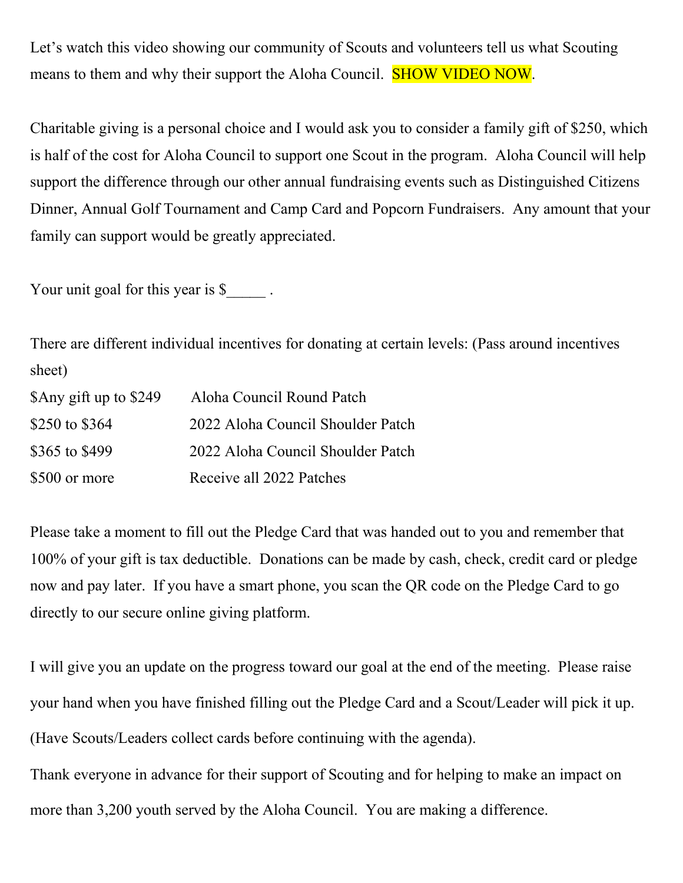Let's watch this video showing our community of Scouts and volunteers tell us what Scouting means to them and why their support the Aloha Council. SHOW VIDEO NOW.

Charitable giving is a personal choice and I would ask you to consider a family gift of $250, which is half of the cost for Aloha Council to support one Scout in the program. Aloha Council will help support the difference through our other annual fundraising events such as Distinguished Citizens Dinner, Annual Golf Tournament and Camp Card and Popcorn Fundraisers. Any amount that your family can support would be greatly appreciated.

Your unit goal for this year is $_____ .

There are different individual incentives for donating at certain levels: (Pass around incentives sheet)

| | |
|---|---|
| $Any gift up to $249 | Aloha Council Round Patch |
| $250 to $364 | 2022 Aloha Council Shoulder Patch |
| $365 to $499 | 2022 Aloha Council Shoulder Patch |
| $500 or more | Receive all 2022 Patches |

Please take a moment to fill out the Pledge Card that was handed out to you and remember that 100% of your gift is tax deductible. Donations can be made by cash, check, credit card or pledge now and pay later. If you have a smart phone, you scan the QR code on the Pledge Card to go directly to our secure online giving platform.

I will give you an update on the progress toward our goal at the end of the meeting. Please raise your hand when you have finished filling out the Pledge Card and a Scout/Leader will pick it up. (Have Scouts/Leaders collect cards before continuing with the agenda).

Thank everyone in advance for their support of Scouting and for helping to make an impact on more than 3,200 youth served by the Aloha Council. You are making a difference.